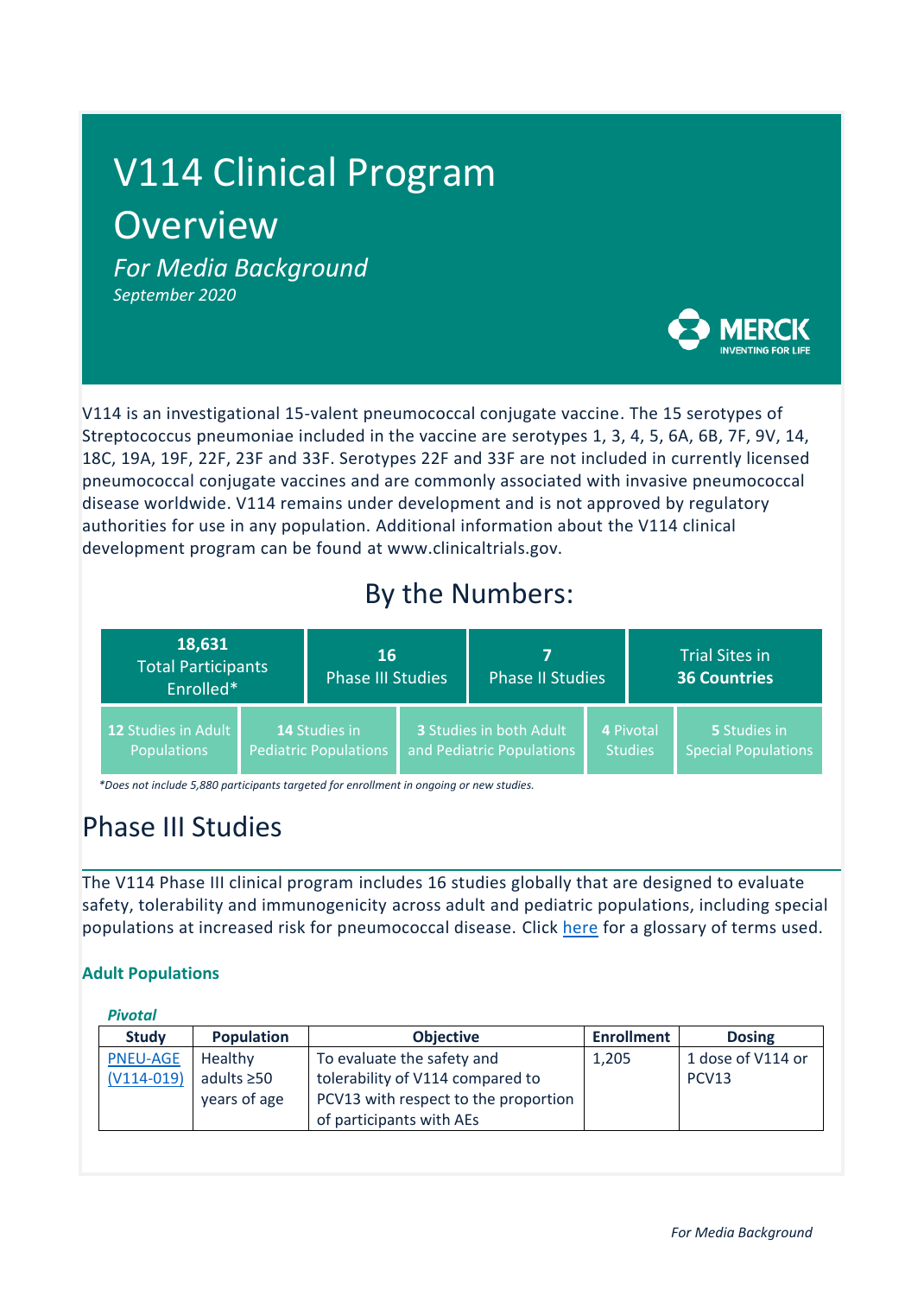# V114 Clinical Program Overview

*For Media Background*

*September 2020*

V114 is an investigational 15-valent pneumococcal conjugate vaccine. The 15 serotypes of Streptococcus pneumoniae included in the vaccine are serotypes 1, 3, 4, 5, 6A, 6B, 7F, 9V, 14, 18C, 19A, 19F, 22F, 23F and 33F. Serotypes 22F and 33F are not included in currently licensed pneumococcal conjugate vaccines and are commonly associated with invasive pneumococcal disease worldwide. V114 remains under development and is not approved by regulatory authorities for use in any population. Additional information about the V114 clinical development program can be found at www.clinicaltrials.gov.

## By the Numbers:

| **18,631** Total Participants Enrolled* | **16** Phase III Studies | **7** Phase II Studies | Trial Sites in **36 Countries** |
|---|---|---|---|

| **12** Studies in Adult Populations | **14** Studies in Pediatric Populations | **3** Studies in both Adult and Pediatric Populations | **4** Pivotal Studies | **5** Studies in Special Populations |
|---|---|---|---|---|

*\*Does not include 5,880 participants targeted for enrollment in ongoing or new studies.*

## Phase III Studies

The V114 Phase III clinical program includes 16 studies globally that are designed to evaluate safety, tolerability and immunogenicity across adult and pediatric populations, including special populations at increased risk for pneumococcal disease. Click here for a glossary of terms used.

### Adult Populations

***Pivotal***

| Study | Population | Objective | Enrollment | Dosing |
|---|---|---|---|---|
| PNEU-AGE (V114-019) | Healthy adults ≥50 years of age | To evaluate the safety and tolerability of V114 compared to PCV13 with respect to the proportion of participants with AEs | 1,205 | 1 dose of V114 or PCV13 |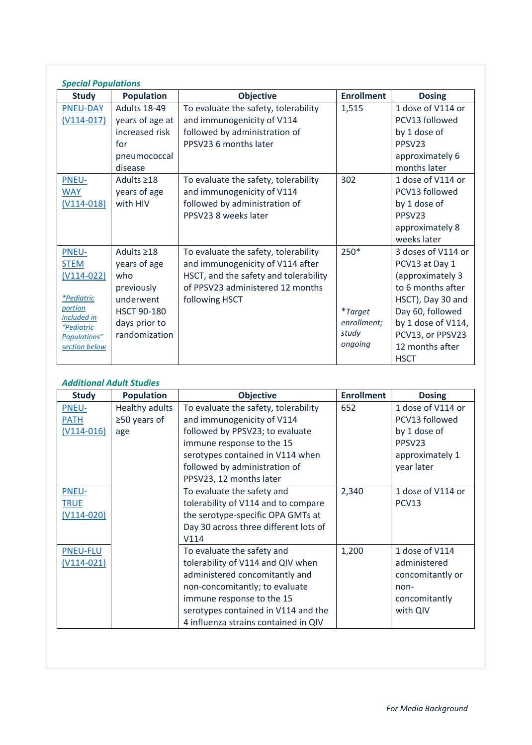***Special Populations***

| Study | Population | Objective | Enrollment | Dosing |
|---|---|---|---|---|
| PNEU-DAY (V114-017) | Adults 18-49 years of age at increased risk for pneumococcal disease | To evaluate the safety, tolerability and immunogenicity of V114 followed by administration of PPSV23 6 months later | 1,515 | 1 dose of V114 or PCV13 followed by 1 dose of PPSV23 approximately 6 months later |
| PNEU-WAY (V114-018) | Adults ≥18 years of age with HIV | To evaluate the safety, tolerability and immunogenicity of V114 followed by administration of PPSV23 8 weeks later | 302 | 1 dose of V114 or PCV13 followed by 1 dose of PPSV23 approximately 8 weeks later |
| PNEU-STEM (V114-022) *\*Pediatric portion included in "Pediatric Populations" section below* | Adults ≥18 years of age who previously underwent HSCT 90-180 days prior to randomization | To evaluate the safety, tolerability and immunogenicity of V114 after HSCT, and the safety and tolerability of PPSV23 administered 12 months following HSCT | 250* *\*Target enrollment; study ongoing* | 3 doses of V114 or PCV13 at Day 1 (approximately 3 to 6 months after HSCT), Day 30 and Day 60, followed by 1 dose of V114, PCV13, or PPSV23 12 months after HSCT |

***Additional Adult Studies***

| Study | Population | Objective | Enrollment | Dosing |
|---|---|---|---|---|
| PNEU-PATH (V114-016) | Healthy adults ≥50 years of age | To evaluate the safety, tolerability and immunogenicity of V114 followed by PPSV23; to evaluate immune response to the 15 serotypes contained in V114 when followed by administration of PPSV23, 12 months later | 652 | 1 dose of V114 or PCV13 followed by 1 dose of PPSV23 approximately 1 year later |
| PNEU-TRUE (V114-020) | | To evaluate the safety and tolerability of V114 and to compare the serotype-specific OPA GMTs at Day 30 across three different lots of V114 | 2,340 | 1 dose of V114 or PCV13 |
| PNEU-FLU (V114-021) | | To evaluate the safety and tolerability of V114 and QIV when administered concomitantly and non-concomitantly; to evaluate immune response to the 15 serotypes contained in V114 and the 4 influenza strains contained in QIV | 1,200 | 1 dose of V114 administered concomitantly or non-concomitantly with QIV |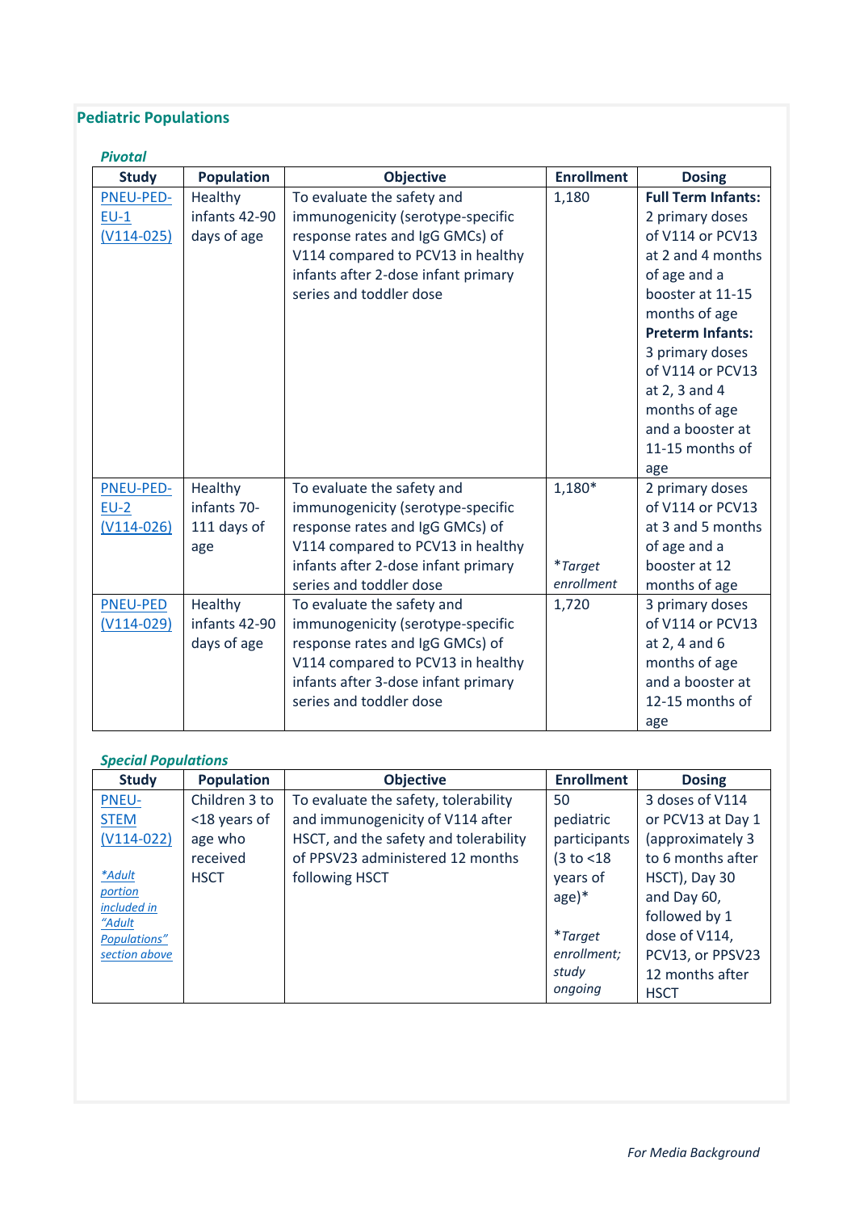## Pediatric Populations

### *Pivotal*

| Study | Population | Objective | Enrollment | Dosing |
|---|---|---|---|---|
| PNEU-PED-EU-1 (V114-025) | Healthy infants 42-90 days of age | To evaluate the safety and immunogenicity (serotype-specific response rates and IgG GMCs) of V114 compared to PCV13 in healthy infants after 2-dose infant primary series and toddler dose | 1,180 | **Full Term Infants:** 2 primary doses of V114 or PCV13 at 2 and 4 months of age and a booster at 11-15 months of age **Preterm Infants:** 3 primary doses of V114 or PCV13 at 2, 3 and 4 months of age and a booster at 11-15 months of age |
| PNEU-PED-EU-2 (V114-026) | Healthy infants 70-111 days of age | To evaluate the safety and immunogenicity (serotype-specific response rates and IgG GMCs) of V114 compared to PCV13 in healthy infants after 2-dose infant primary series and toddler dose | 1,180* *\*Target enrollment* | 2 primary doses of V114 or PCV13 at 3 and 5 months of age and a booster at 12 months of age |
| PNEU-PED (V114-029) | Healthy infants 42-90 days of age | To evaluate the safety and immunogenicity (serotype-specific response rates and IgG GMCs) of V114 compared to PCV13 in healthy infants after 3-dose infant primary series and toddler dose | 1,720 | 3 primary doses of V114 or PCV13 at 2, 4 and 6 months of age and a booster at 12-15 months of age |

### *Special Populations*

| Study | Population | Objective | Enrollment | Dosing |
|---|---|---|---|---|
| PNEU-STEM (V114-022) *\*Adult portion included in "Adult Populations" section above* | Children 3 to <18 years of age who received HSCT | To evaluate the safety, tolerability and immunogenicity of V114 after HSCT, and the safety and tolerability of PPSV23 administered 12 months following HSCT | 50 pediatric participants (3 to <18 years of age)* *\*Target enrollment; study ongoing* | 3 doses of V114 or PCV13 at Day 1 (approximately 3 to 6 months after HSCT), Day 30 and Day 60, followed by 1 dose of V114, PCV13, or PPSV23 12 months after HSCT |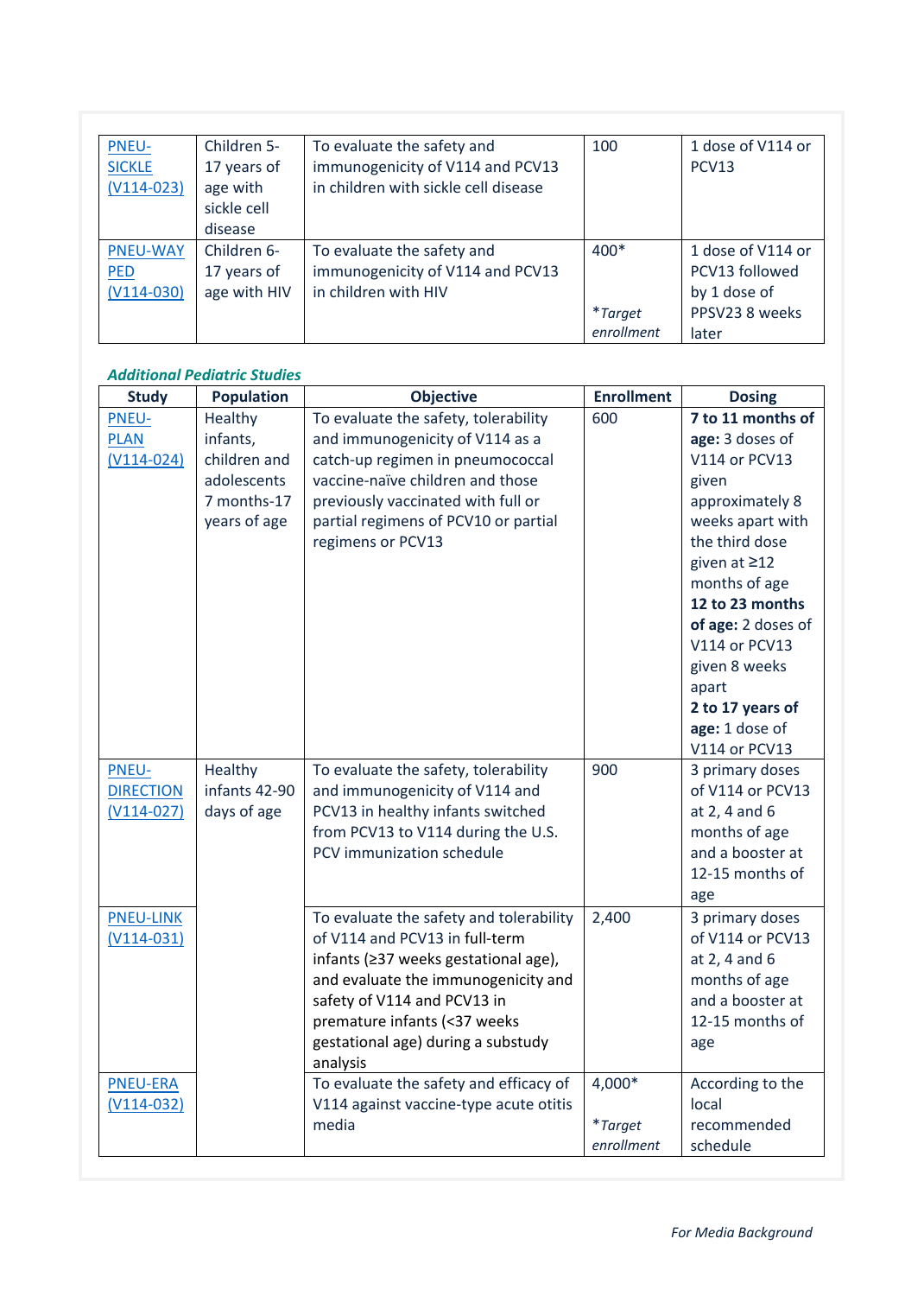| Study | Population | Objective | Enrollment | Dosing |
|---|---|---|---|---|
| PNEU-SICKLE (V114-023) | Children 5-17 years of age with sickle cell disease | To evaluate the safety and immunogenicity of V114 and PCV13 in children with sickle cell disease | 100 | 1 dose of V114 or PCV13 |
| PNEU-WAY PED (V114-030) | Children 6-17 years of age with HIV | To evaluate the safety and immunogenicity of V114 and PCV13 in children with HIV | 400* *\*Target enrollment* | 1 dose of V114 or PCV13 followed by 1 dose of PPSV23 8 weeks later |

***Additional Pediatric Studies***

| Study | Population | Objective | Enrollment | Dosing |
|---|---|---|---|---|
| PNEU-PLAN (V114-024) | Healthy infants, children and adolescents 7 months-17 years of age | To evaluate the safety, tolerability and immunogenicity of V114 as a catch-up regimen in pneumococcal vaccine-naïve children and those previously vaccinated with full or partial regimens of PCV10 or partial regimens or PCV13 | 600 | **7 to 11 months of age:** 3 doses of V114 or PCV13 given approximately 8 weeks apart with the third dose given at ≥12 months of age **12 to 23 months of age:** 2 doses of V114 or PCV13 given 8 weeks apart **2 to 17 years of age:** 1 dose of V114 or PCV13 |
| PNEU-DIRECTION (V114-027) | Healthy infants 42-90 days of age | To evaluate the safety, tolerability and immunogenicity of V114 and PCV13 in healthy infants switched from PCV13 to V114 during the U.S. PCV immunization schedule | 900 | 3 primary doses of V114 or PCV13 at 2, 4 and 6 months of age and a booster at 12-15 months of age |
| PNEU-LINK (V114-031) | | To evaluate the safety and tolerability of V114 and PCV13 in full-term infants (≥37 weeks gestational age), and evaluate the immunogenicity and safety of V114 and PCV13 in premature infants (<37 weeks gestational age) during a substudy analysis | 2,400 | 3 primary doses of V114 or PCV13 at 2, 4 and 6 months of age and a booster at 12-15 months of age |
| PNEU-ERA (V114-032) | | To evaluate the safety and efficacy of V114 against vaccine-type acute otitis media | 4,000* *\*Target enrollment* | According to the local recommended schedule |

*For Media Background*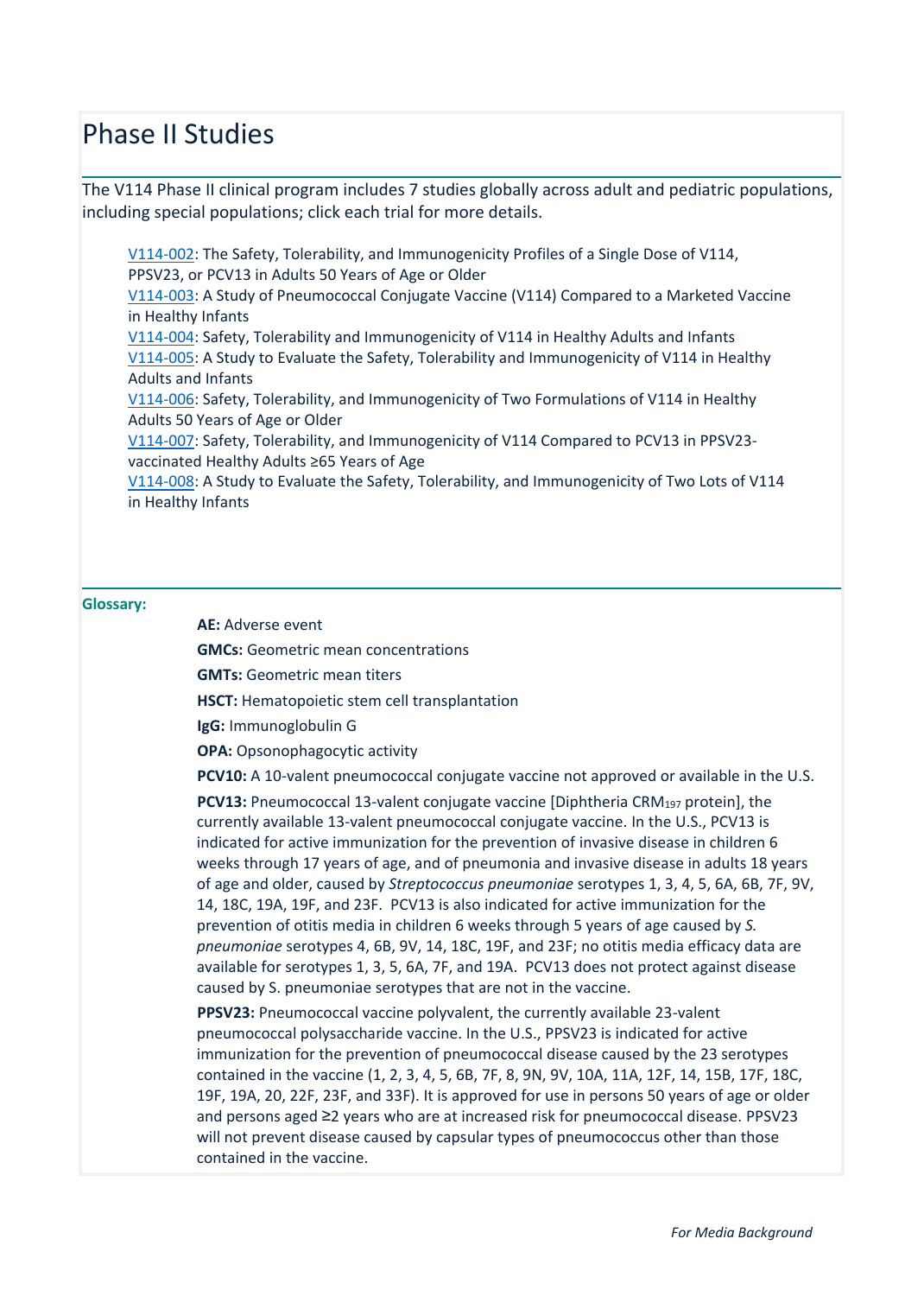# Phase II Studies

The V114 Phase II clinical program includes 7 studies globally across adult and pediatric populations, including special populations; click each trial for more details.

- V114-002: The Safety, Tolerability, and Immunogenicity Profiles of a Single Dose of V114, PPSV23, or PCV13 in Adults 50 Years of Age or Older
- V114-003: A Study of Pneumococcal Conjugate Vaccine (V114) Compared to a Marketed Vaccine in Healthy Infants
- V114-004: Safety, Tolerability and Immunogenicity of V114 in Healthy Adults and Infants
- V114-005: A Study to Evaluate the Safety, Tolerability and Immunogenicity of V114 in Healthy Adults and Infants
- V114-006: Safety, Tolerability, and Immunogenicity of Two Formulations of V114 in Healthy Adults 50 Years of Age or Older
- V114-007: Safety, Tolerability, and Immunogenicity of V114 Compared to PCV13 in PPSV23-vaccinated Healthy Adults ≥65 Years of Age
- V114-008: A Study to Evaluate the Safety, Tolerability, and Immunogenicity of Two Lots of V114 in Healthy Infants

**Glossary:**

**AE:** Adverse event

**GMCs:** Geometric mean concentrations

**GMTs:** Geometric mean titers

**HSCT:** Hematopoietic stem cell transplantation

**IgG:** Immunoglobulin G

**OPA:** Opsonophagocytic activity

**PCV10:** A 10-valent pneumococcal conjugate vaccine not approved or available in the U.S.

**PCV13:** Pneumococcal 13-valent conjugate vaccine [Diphtheria $CRM_{197}$ protein], the currently available 13-valent pneumococcal conjugate vaccine. In the U.S., PCV13 is indicated for active immunization for the prevention of invasive disease in children 6 weeks through 17 years of age, and of pneumonia and invasive disease in adults 18 years of age and older, caused by *Streptococcus pneumoniae* serotypes 1, 3, 4, 5, 6A, 6B, 7F, 9V, 14, 18C, 19A, 19F, and 23F. PCV13 is also indicated for active immunization for the prevention of otitis media in children 6 weeks through 5 years of age caused by *S. pneumoniae* serotypes 4, 6B, 9V, 14, 18C, 19F, and 23F; no otitis media efficacy data are available for serotypes 1, 3, 5, 6A, 7F, and 19A. PCV13 does not protect against disease caused by S. pneumoniae serotypes that are not in the vaccine.

**PPSV23:** Pneumococcal vaccine polyvalent, the currently available 23-valent pneumococcal polysaccharide vaccine. In the U.S., PPSV23 is indicated for active immunization for the prevention of pneumococcal disease caused by the 23 serotypes contained in the vaccine (1, 2, 3, 4, 5, 6B, 7F, 8, 9N, 9V, 10A, 11A, 12F, 14, 15B, 17F, 18C, 19F, 19A, 20, 22F, 23F, and 33F). It is approved for use in persons 50 years of age or older and persons aged ≥2 years who are at increased risk for pneumococcal disease. PPSV23 will not prevent disease caused by capsular types of pneumococcus other than those contained in the vaccine.

*For Media Background*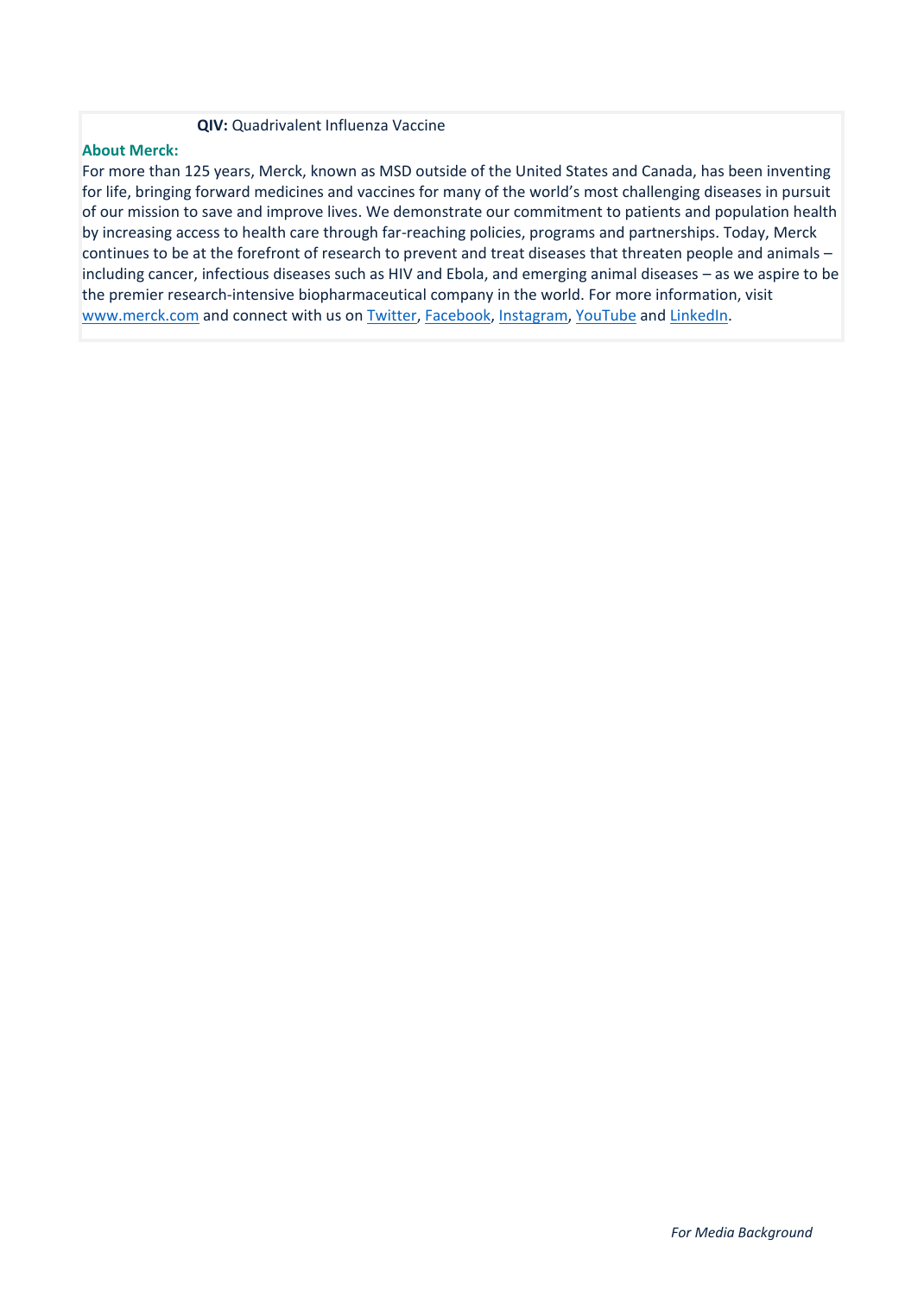**QIV:** Quadrivalent Influenza Vaccine

**About Merck:**

For more than 125 years, Merck, known as MSD outside of the United States and Canada, has been inventing for life, bringing forward medicines and vaccines for many of the world's most challenging diseases in pursuit of our mission to save and improve lives. We demonstrate our commitment to patients and population health by increasing access to health care through far-reaching policies, programs and partnerships. Today, Merck continues to be at the forefront of research to prevent and treat diseases that threaten people and animals – including cancer, infectious diseases such as HIV and Ebola, and emerging animal diseases – as we aspire to be the premier research-intensive biopharmaceutical company in the world. For more information, visit www.merck.com and connect with us on Twitter, Facebook, Instagram, YouTube and LinkedIn.

*For Media Background*